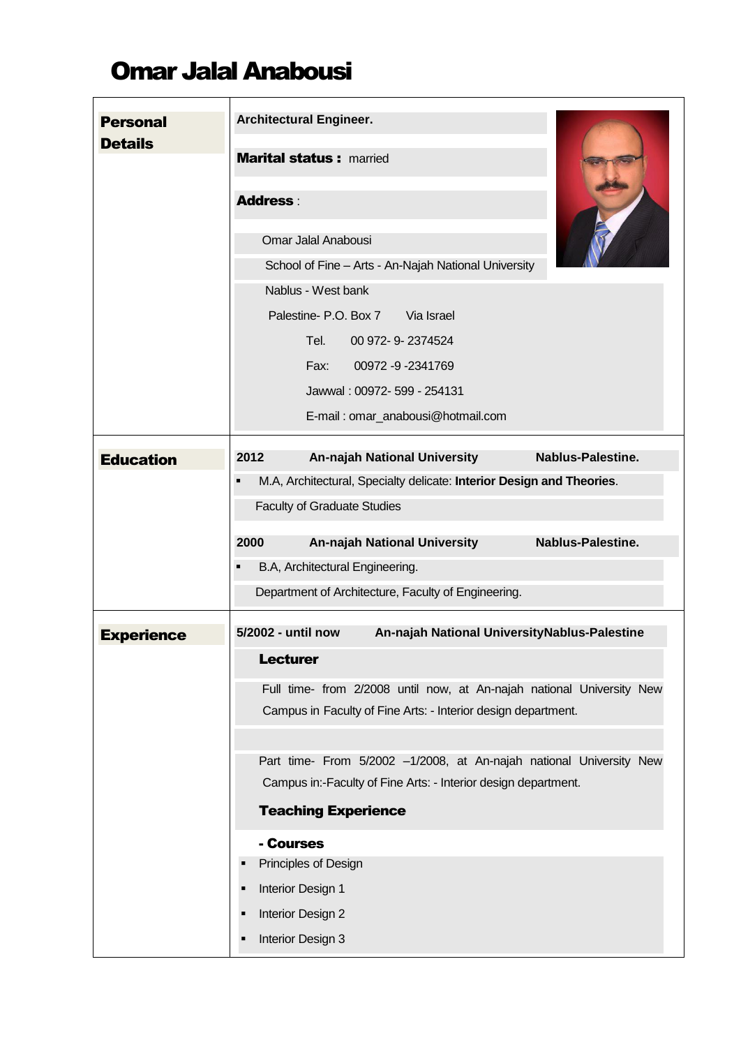# Omar Jalal Anabousi

## Personal Details

**Architectural Engineer.**

**Marital status :** married

**Address** :

Omar Jalal Anabousi

School of Fine – Arts - An-Najah National University

Nablus - West bank

Palestine- P.O. Box 7     Via Israel

Tel.     00 972- 9- 2374524

Fax:     00972 -9 -2341769

Jawwal : 00972- 599 - 254131

E-mail : omar_anabousi@hotmail.com

## Education

**2012     An-najah National University     Nablus-Palestine.**

- M.A, Architectural, Specialty delicate: **Interior Design and Theories**.

Faculty of Graduate Studies

**2000     An-najah National University     Nablus-Palestine.**

- B.A, Architectural Engineering.

Department of Architecture, Faculty of Engineering.

## Experience

**5/2002 - until now     An-najah National UniversityNablus-Palestine**

**Lecturer**

Full time- from 2/2008 until now, at An-najah national University New Campus in Faculty of Fine Arts: - Interior design department.

Part time- From 5/2002 –1/2008, at An-najah national University New Campus in:-Faculty of Fine Arts: - Interior design department.

**Teaching Experience**

**- Courses**

- Principles of Design
- Interior Design 1
- Interior Design 2
- Interior Design 3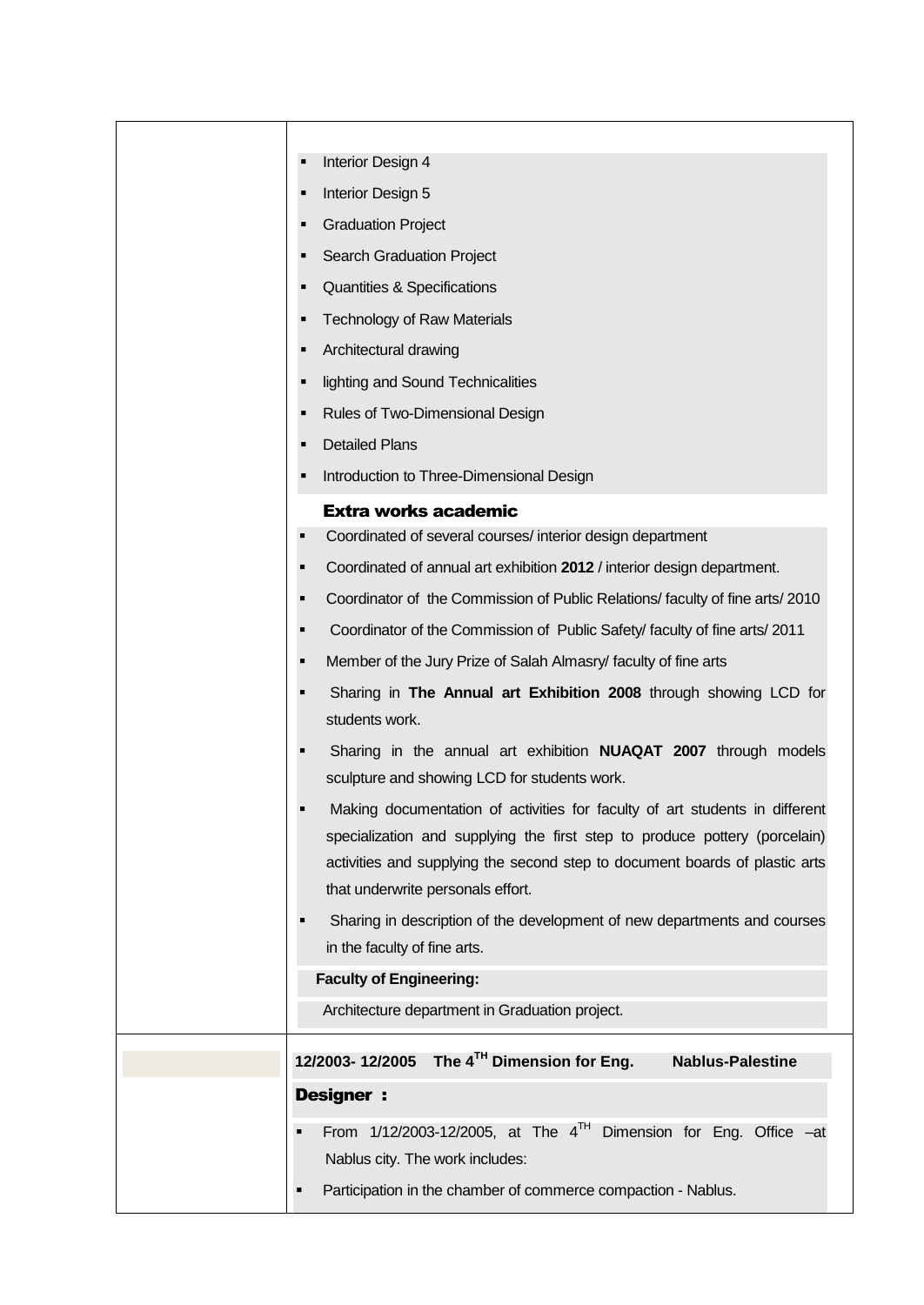- Interior Design 4
- Interior Design 5
- Graduation Project
- Search Graduation Project
- Quantities & Specifications
- Technology of Raw Materials
- Architectural drawing
- lighting and Sound Technicalities
- Rules of Two-Dimensional Design
- Detailed Plans
- Introduction to Three-Dimensional Design

### Extra works academic

- Coordinated of several courses/ interior design department
- Coordinated of annual art exhibition **2012** / interior design department.
- Coordinator of the Commission of Public Relations/ faculty of fine arts/ 2010
- Coordinator of the Commission of Public Safety/ faculty of fine arts/ 2011
- Member of the Jury Prize of Salah Almasry/ faculty of fine arts
- Sharing in **The Annual art Exhibition 2008** through showing LCD for students work.
- Sharing in the annual art exhibition **NUAQAT 2007** through models sculpture and showing LCD for students work.
- Making documentation of activities for faculty of art students in different specialization and supplying the first step to produce pottery (porcelain) activities and supplying the second step to document boards of plastic arts that underwrite personals effort.
- Sharing in description of the development of new departments and courses in the faculty of fine arts.

**Faculty of Engineering:**

Architecture department in Graduation project.

**12/2003- 12/2005 The 4TH Dimension for Eng. Nablus-Palestine**

### Designer :

- From 1/12/2003-12/2005, at The 4TH Dimension for Eng. Office –at Nablus city. The work includes:
- Participation in the chamber of commerce compaction - Nablus.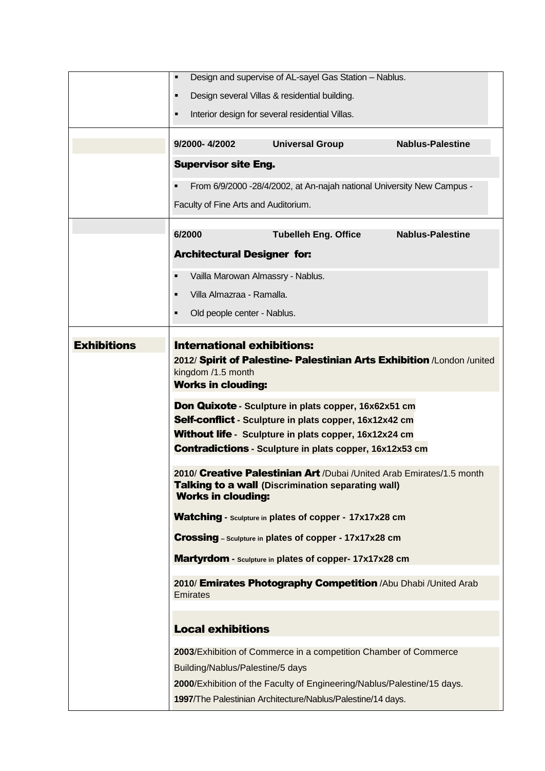- Design and supervise of AL-sayel Gas Station – Nablus.
- Design several Villas & residential building.
- Interior design for several residential Villas.

**9/2000- 4/2002** **Universal Group** **Nablus-Palestine**

**Supervisor site Eng.**

- From 6/9/2000 -28/4/2002, at An-najah national University New Campus - Faculty of Fine Arts and Auditorium.

**6/2000** **Tubelleh Eng. Office** **Nablus-Palestine**

**Architectural Designer for:**

- Vailla Marowan Almassry - Nablus.
- Villa Almazraa - Ramalla.
- Old people center - Nablus.

## Exhibitions

### International exhibitions:

**2012/ Spirit of Palestine- Palestinian Arts Exhibition** /London /united kingdom /1.5 month

**Works in clouding:**

**Don Quixote - Sculpture in plats copper, 16x62x51 cm**
**Self-conflict - Sculpture in plats copper, 16x12x42 cm**
**Without life - Sculpture in plats copper, 16x12x24 cm**
**Contradictions - Sculpture in plats copper, 16x12x53 cm**

**2010/ Creative Palestinian Art** /Dubai /United Arab Emirates/1.5 month
**Talking to a wall (Discrimination separating wall)**
**Works in clouding:**

**Watching - Sculpture in plates of copper - 17x17x28 cm**

**Crossing – Sculpture in plates of copper - 17x17x28 cm**

**Martyrdom - Sculpture in plates of copper- 17x17x28 cm**

**2010/ Emirates Photography Competition** /Abu Dhabi /United Arab Emirates

### Local exhibitions

**2003**/Exhibition of Commerce in a competition Chamber of Commerce Building/Nablus/Palestine/5 days

**2000**/Exhibition of the Faculty of Engineering/Nablus/Palestine/15 days.

**1997**/The Palestinian Architecture/Nablus/Palestine/14 days.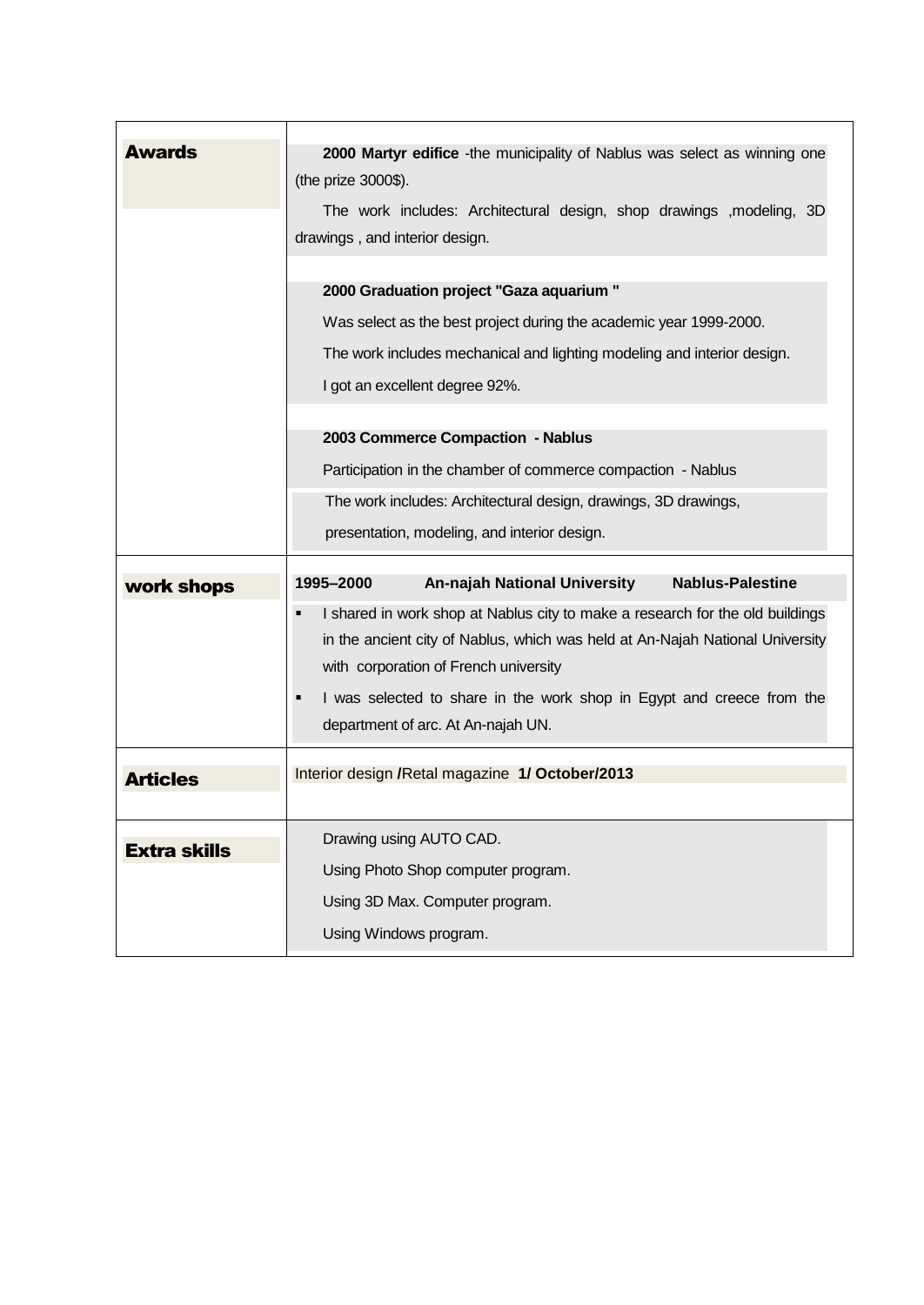| | |
|---|---|
| **Awards** | **2000 Martyr edifice** -the municipality of Nablus was select as winning one (the prize 3000$).<br>The work includes: Architectural design, shop drawings ,modeling, 3D drawings , and interior design.<br><br>**2000 Graduation project "Gaza aquarium "**<br>Was select as the best project during the academic year 1999-2000.<br>The work includes mechanical and lighting modeling and interior design.<br>I got an excellent degree 92%.<br><br>**2003 Commerce Compaction - Nablus**<br>Participation in the chamber of commerce compaction - Nablus<br>The work includes: Architectural design, drawings, 3D drawings, presentation, modeling, and interior design. |
| **work shops** | **1995–2000 An-najah National University Nablus-Palestine**<br>▪ I shared in work shop at Nablus city to make a research for the old buildings in the ancient city of Nablus, which was held at An-Najah National University with corporation of French university<br>▪ I was selected to share in the work shop in Egypt and creece from the department of arc. At An-najah UN. |
| **Articles** | Interior design **/**Retal magazine **1/ October/2013** |
| **Extra skills** | Drawing using AUTO CAD.<br>Using Photo Shop computer program.<br>Using 3D Max. Computer program.<br>Using Windows program. |